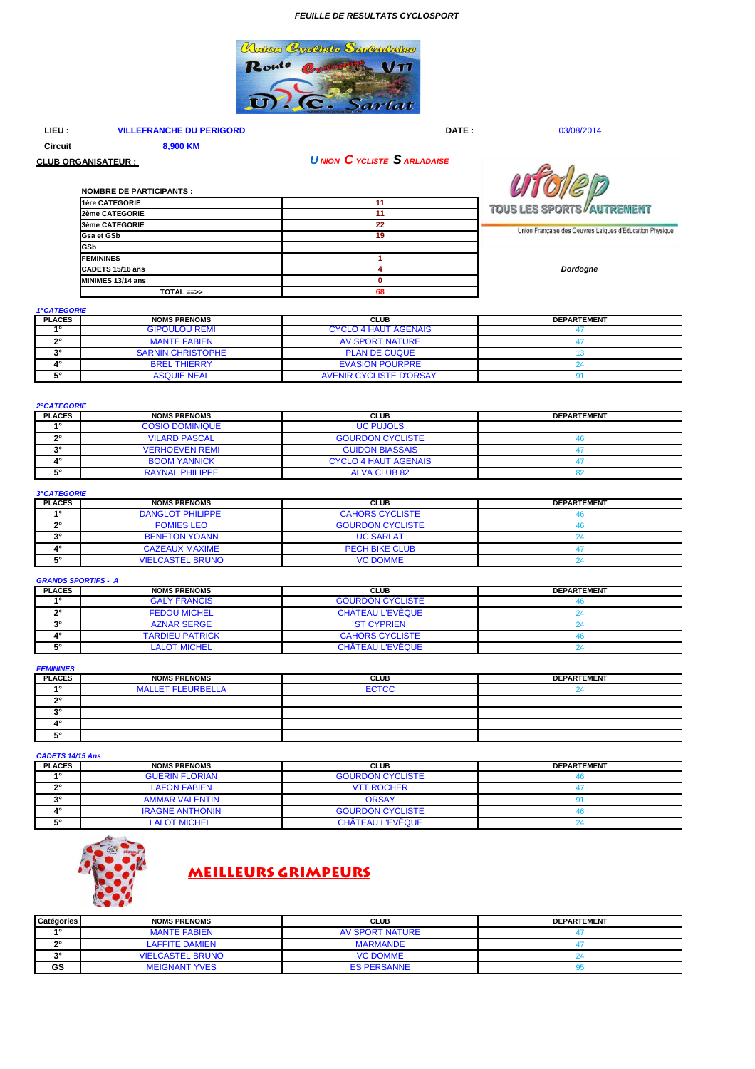*FEUILLE DE RESULTATS CYCLOSPORT*

**LIEU :** VILLEFRANCHE DU PERIGORD **DATE :** 03/08/2014

**Circuit** 8,900 KM

**CLUB ORGANISATEUR :** *UNION CYCLISTE SARLADAISE*

*Dordogne*

| NOMBRE DE PARTICIPANTS : | |
|---|---|
| 1ère CATEGORIE | 11 |
| 2ème CATEGORIE | 11 |
| 3ème CATEGORIE | 22 |
| Gsa et GSb | 19 |
| GSb | |
| FEMININES | 1 |
| CADETS 15/16 ans | 4 |
| MINIMES 13/14 ans | 0 |
| TOTAL ==>> | 68 |

*1°CATEGORIE*

| PLACES | NOMS PRENOMS | CLUB | DEPARTEMENT |
|---|---|---|---|
| 1° | GIPOULOU REMI | CYCLO 4 HAUT AGENAIS | 47 |
| 2° | MANTE FABIEN | AV SPORT NATURE | 47 |
| 3° | SARNIN CHRISTOPHE | PLAN DE CUQUE | 13 |
| 4° | BREL THIERRY | EVASION POURPRE | 24 |
| 5° | ASQUIE NEAL | AVENIR CYCLISTE D'ORSAY | 91 |

*2°CATEGORIE*

| PLACES | NOMS PRENOMS | CLUB | DEPARTEMENT |
|---|---|---|---|
| 1° | COSIO DOMINIQUE | UC PUJOLS | |
| 2° | VILARD PASCAL | GOURDON CYCLISTE | 46 |
| 3° | VERHOEVEN REMI | GUIDON BIASSAIS | 47 |
| 4° | BOOM YANNICK | CYCLO 4 HAUT AGENAIS | 47 |
| 5° | RAYNAL PHILIPPE | ALVA CLUB 82 | 82 |

*3°CATEGORIE*

| PLACES | NOMS PRENOMS | CLUB | DEPARTEMENT |
|---|---|---|---|
| 1° | DANGLOT PHILIPPE | CAHORS CYCLISTE | 46 |
| 2° | POMIES LEO | GOURDON CYCLISTE | 46 |
| 3° | BENETON YOANN | UC SARLAT | 24 |
| 4° | CAZEAUX MAXIME | PECH BIKE CLUB | 47 |
| 5° | VIELCASTEL BRUNO | VC DOMME | 24 |

*GRANDS SPORTIFS - A*

| PLACES | NOMS PRENOMS | CLUB | DEPARTEMENT |
|---|---|---|---|
| 1° | GALY FRANCIS | GOURDON CYCLISTE | 46 |
| 2° | FEDOU MICHEL | CHÂTEAU L'EVÊQUE | 24 |
| 3° | AZNAR SERGE | ST CYPRIEN | 24 |
| 4° | TARDIEU PATRICK | CAHORS CYCLISTE | 46 |
| 5° | LALOT MICHEL | CHÂTEAU L'EVÊQUE | 24 |

*FEMININES*

| PLACES | NOMS PRENOMS | CLUB | DEPARTEMENT |
|---|---|---|---|
| 1° | MALLET FLEURBELLA | ECTCC | 24 |
| 2° | | | |
| 3° | | | |
| 4° | | | |
| 5° | | | |

*CADETS 14/15 Ans*

| PLACES | NOMS PRENOMS | CLUB | DEPARTEMENT |
|---|---|---|---|
| 1° | GUERIN FLORIAN | GOURDON CYCLISTE | 46 |
| 2° | LAFON FABIEN | VTT ROCHER | 47 |
| 3° | AMMAR VALENTIN | ORSAY | 91 |
| 4° | IRAGNE ANTHONIN | GOURDON CYCLISTE | 46 |
| 5° | LALOT MICHEL | CHÂTEAU L'EVÊQUE | 24 |

## MEILLEURS GRIMPEURS

| Catégories | NOMS PRENOMS | CLUB | DEPARTEMENT |
|---|---|---|---|
| 1° | MANTE FABIEN | AV SPORT NATURE | 47 |
| 2° | LAFFITE DAMIEN | MARMANDE | 47 |
| 3° | VIELCASTEL BRUNO | VC DOMME | 24 |
| GS | MEIGNANT YVES | ES PERSANNE | 95 |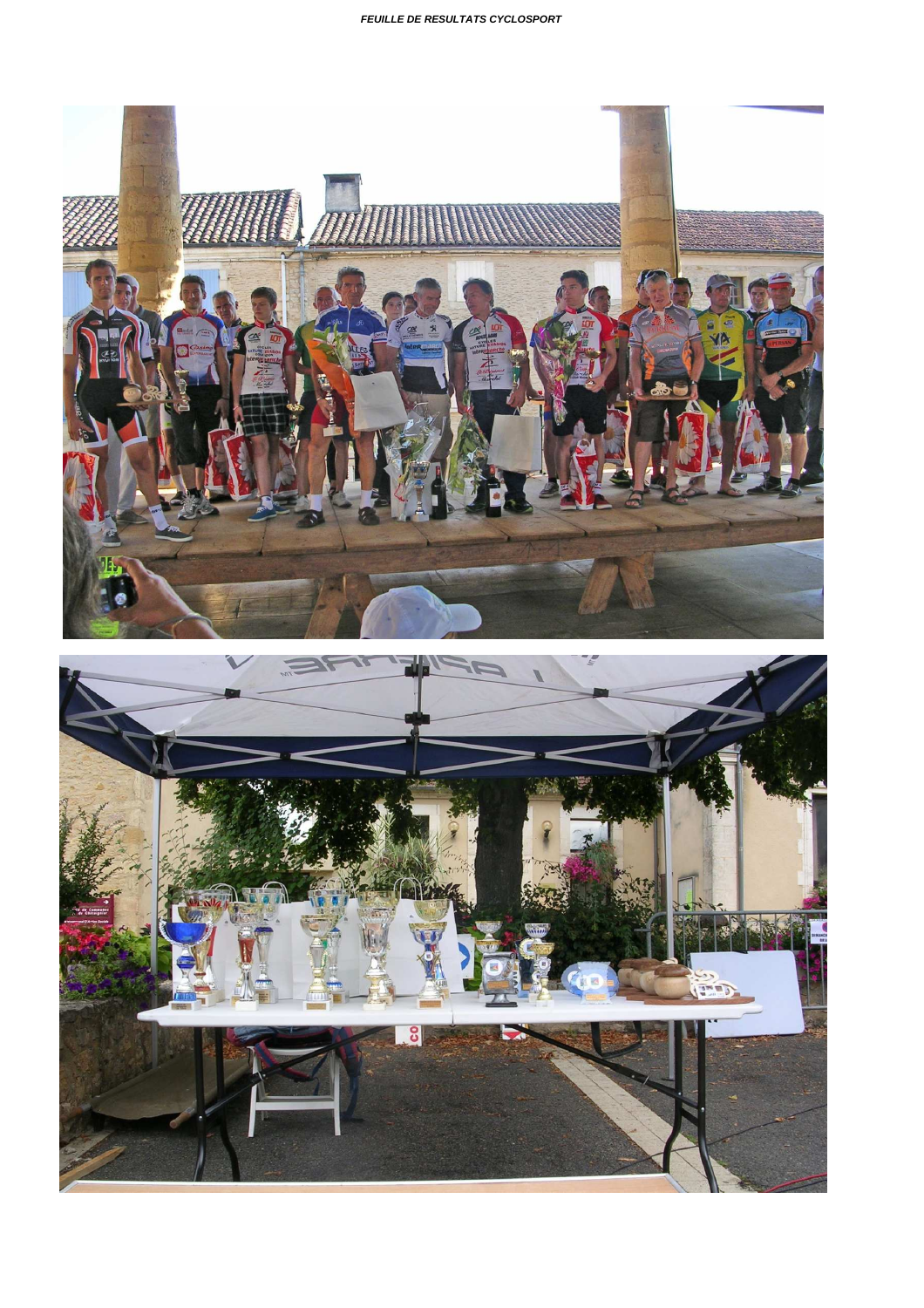***FEUILLE DE RESULTATS CYCLOSPORT***